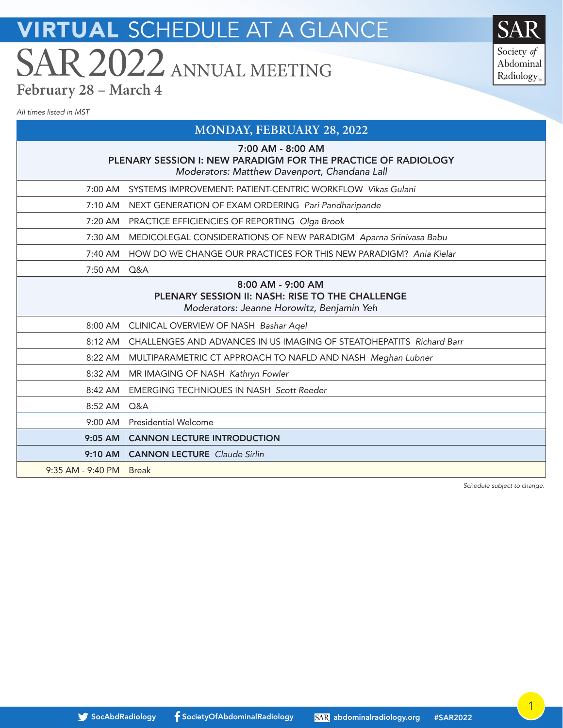# VIRTUAL SCHEDULE AT A GLANCE

# SAR 2022 ANNUAL MEETING

## February 28 – March 4

*All times listed in MST*

SAR Society *of* Abdominal Radiology

| MONDAY, FEBRUARY 28, 2022 | |
|---|---|
| **7:00 AM - 8:00 AM**<br>**PLENARY SESSION I: NEW PARADIGM FOR THE PRACTICE OF RADIOLOGY**<br>*Moderators: Matthew Davenport, Chandana Lall* | |
| 7:00 AM | SYSTEMS IMPROVEMENT: PATIENT-CENTRIC WORKFLOW *Vikas Gulani* |
| 7:10 AM | NEXT GENERATION OF EXAM ORDERING *Pari Pandharipande* |
| 7:20 AM | PRACTICE EFFICIENCIES OF REPORTING *Olga Brook* |
| 7:30 AM | MEDICOLEGAL CONSIDERATIONS OF NEW PARADIGM *Aparna Srinivasa Babu* |
| 7:40 AM | HOW DO WE CHANGE OUR PRACTICES FOR THIS NEW PARADIGM? *Ania Kielar* |
| 7:50 AM | Q&A |
| **8:00 AM - 9:00 AM**<br>**PLENARY SESSION II: NASH: RISE TO THE CHALLENGE**<br>*Moderators: Jeanne Horowitz, Benjamin Yeh* | |
| 8:00 AM | CLINICAL OVERVIEW OF NASH *Bashar Aqel* |
| 8:12 AM | CHALLENGES AND ADVANCES IN US IMAGING OF STEATOHEPATITS *Richard Barr* |
| 8:22 AM | MULTIPARAMETRIC CT APPROACH TO NAFLD AND NASH *Meghan Lubner* |
| 8:32 AM | MR IMAGING OF NASH *Kathryn Fowler* |
| 8:42 AM | EMERGING TECHNIQUES IN NASH *Scott Reeder* |
| 8:52 AM | Q&A |
| 9:00 AM | Presidential Welcome |
| **9:05 AM** | **CANNON LECTURE INTRODUCTION** |
| **9:10 AM** | **CANNON LECTURE** *Claude Sirlin* |
| 9:35 AM - 9:40 PM | Break |

*Schedule subject to change.*

SocAbdRadiology SocietyOfAbdominalRadiology abdominalradiology.org #SAR2022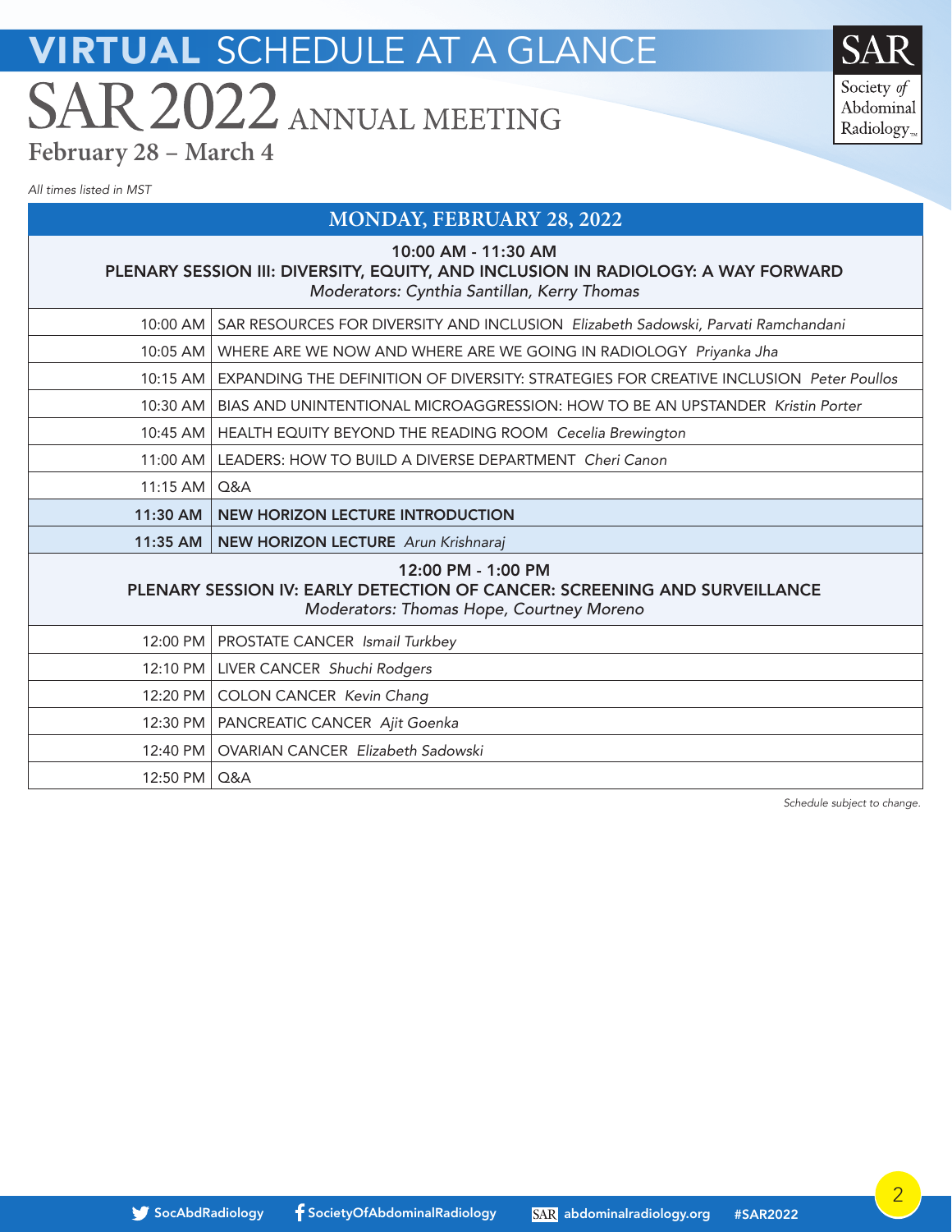# VIRTUAL SCHEDULE AT A GLANCE

# SAR 2022 ANNUAL MEETING

**February 28 – March 4**

*All times listed in MST*

## MONDAY, FEBRUARY 28, 2022

### 10:00 AM - 11:30 AM
### PLENARY SESSION III: DIVERSITY, EQUITY, AND INCLUSION IN RADIOLOGY: A WAY FORWARD

*Moderators: Cynthia Santillan, Kerry Thomas*

| Time | Session |
|---|---|
| 10:00 AM | SAR RESOURCES FOR DIVERSITY AND INCLUSION *Elizabeth Sadowski, Parvati Ramchandani* |
| 10:05 AM | WHERE ARE WE NOW AND WHERE ARE WE GOING IN RADIOLOGY *Priyanka Jha* |
| 10:15 AM | EXPANDING THE DEFINITION OF DIVERSITY: STRATEGIES FOR CREATIVE INCLUSION *Peter Poullos* |
| 10:30 AM | BIAS AND UNINTENTIONAL MICROAGGRESSION: HOW TO BE AN UPSTANDER *Kristin Porter* |
| 10:45 AM | HEALTH EQUITY BEYOND THE READING ROOM *Cecelia Brewington* |
| 11:00 AM | LEADERS: HOW TO BUILD A DIVERSE DEPARTMENT *Cheri Canon* |
| 11:15 AM | Q&A |
| **11:30 AM** | **NEW HORIZON LECTURE INTRODUCTION** |
| **11:35 AM** | **NEW HORIZON LECTURE** *Arun Krishnaraj* |

### 12:00 PM - 1:00 PM
### PLENARY SESSION IV: EARLY DETECTION OF CANCER: SCREENING AND SURVEILLANCE

*Moderators: Thomas Hope, Courtney Moreno*

| Time | Session |
|---|---|
| 12:00 PM | PROSTATE CANCER *Ismail Turkbey* |
| 12:10 PM | LIVER CANCER *Shuchi Rodgers* |
| 12:20 PM | COLON CANCER *Kevin Chang* |
| 12:30 PM | PANCREATIC CANCER *Ajit Goenka* |
| 12:40 PM | OVARIAN CANCER *Elizabeth Sadowski* |
| 12:50 PM | Q&A |

*Schedule subject to change.*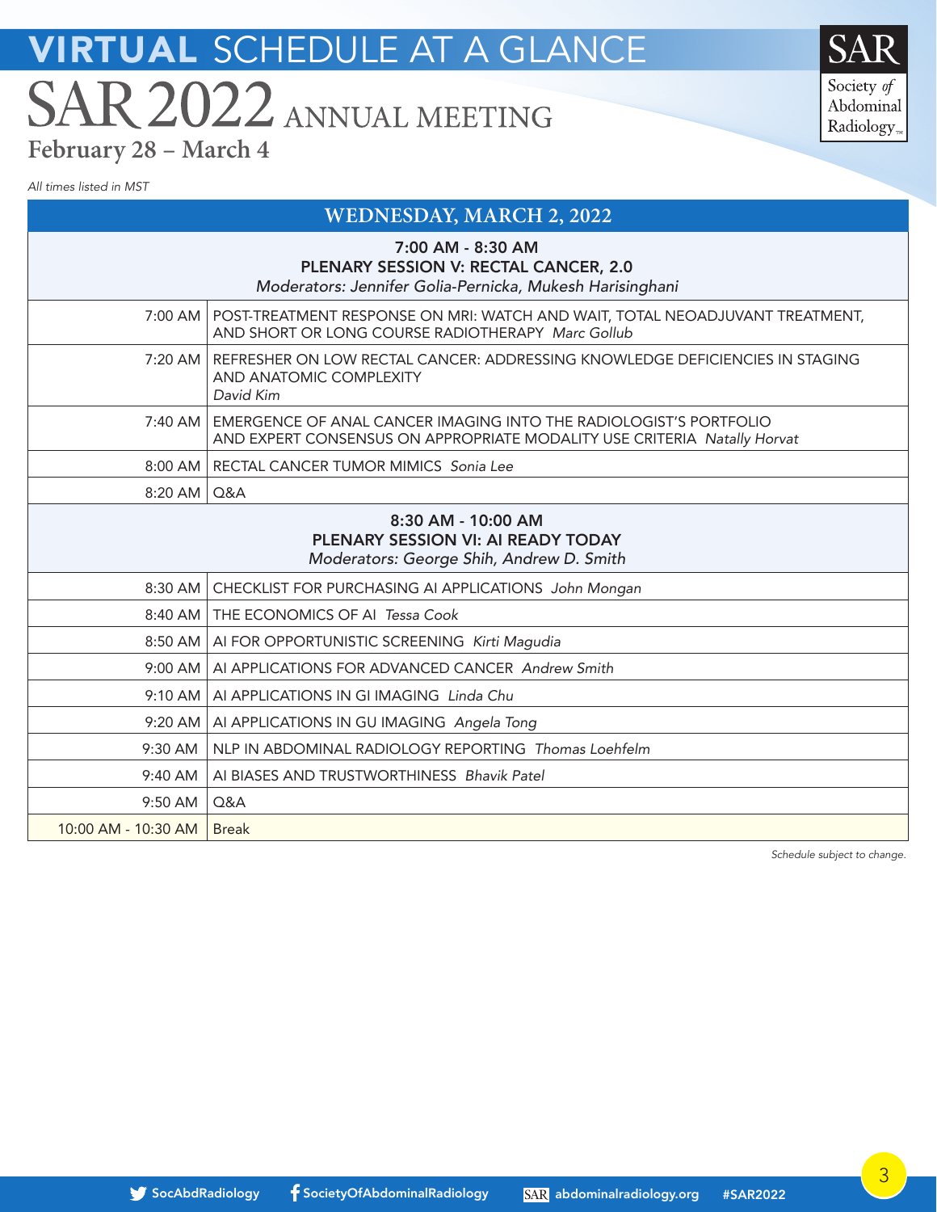# VIRTUAL SCHEDULE AT A GLANCE

## SAR 2022 ANNUAL MEETING

**February 28 – March 4**

*All times listed in MST*

### WEDNESDAY, MARCH 2, 2022

| | |
|---|---|
| | **7:00 AM - 8:30 AM**<br>**PLENARY SESSION V: RECTAL CANCER, 2.0**<br>*Moderators: Jennifer Golia-Pernicka, Mukesh Harisinghani* |
| 7:00 AM | POST-TREATMENT RESPONSE ON MRI: WATCH AND WAIT, TOTAL NEOADJUVANT TREATMENT, AND SHORT OR LONG COURSE RADIOTHERAPY *Marc Gollub* |
| 7:20 AM | REFRESHER ON LOW RECTAL CANCER: ADDRESSING KNOWLEDGE DEFICIENCIES IN STAGING AND ANATOMIC COMPLEXITY *David Kim* |
| 7:40 AM | EMERGENCE OF ANAL CANCER IMAGING INTO THE RADIOLOGIST'S PORTFOLIO AND EXPERT CONSENSUS ON APPROPRIATE MODALITY USE CRITERIA *Natally Horvat* |
| 8:00 AM | RECTAL CANCER TUMOR MIMICS *Sonia Lee* |
| 8:20 AM | Q&A |
| | **8:30 AM - 10:00 AM**<br>**PLENARY SESSION VI: AI READY TODAY**<br>*Moderators: George Shih, Andrew D. Smith* |
| 8:30 AM | CHECKLIST FOR PURCHASING AI APPLICATIONS *John Mongan* |
| 8:40 AM | THE ECONOMICS OF AI *Tessa Cook* |
| 8:50 AM | AI FOR OPPORTUNISTIC SCREENING *Kirti Magudia* |
| 9:00 AM | AI APPLICATIONS FOR ADVANCED CANCER *Andrew Smith* |
| 9:10 AM | AI APPLICATIONS IN GI IMAGING *Linda Chu* |
| 9:20 AM | AI APPLICATIONS IN GU IMAGING *Angela Tong* |
| 9:30 AM | NLP IN ABDOMINAL RADIOLOGY REPORTING *Thomas Loehfelm* |
| 9:40 AM | AI BIASES AND TRUSTWORTHINESS *Bhavik Patel* |
| 9:50 AM | Q&A |
| 10:00 AM - 10:30 AM | Break |

*Schedule subject to change.*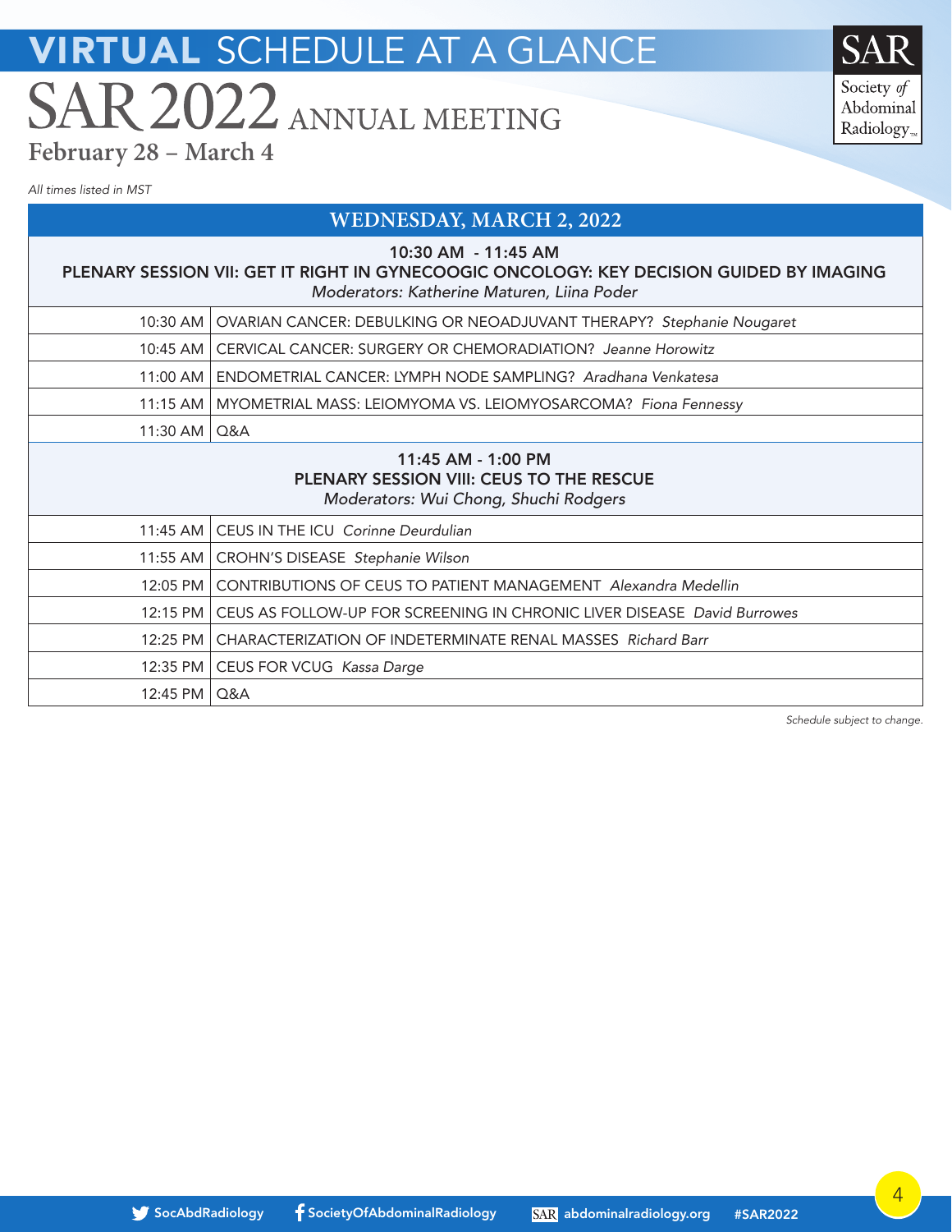# VIRTUAL SCHEDULE AT A GLANCE

## SAR 2022 ANNUAL MEETING

**February 28 – March 4**

SAR Society of Abdominal Radiology

*All times listed in MST*

## WEDNESDAY, MARCH 2, 2022

### 10:30 AM - 11:45 AM
### PLENARY SESSION VII: GET IT RIGHT IN GYNECOOGIC ONCOLOGY: KEY DECISION GUIDED BY IMAGING

*Moderators: Katherine Maturen, Liina Poder*

| Time | Session |
|---|---|
| 10:30 AM | OVARIAN CANCER: DEBULKING OR NEOADJUVANT THERAPY? *Stephanie Nougaret* |
| 10:45 AM | CERVICAL CANCER: SURGERY OR CHEMORADIATION? *Jeanne Horowitz* |
| 11:00 AM | ENDOMETRIAL CANCER: LYMPH NODE SAMPLING? *Aradhana Venkatesa* |
| 11:15 AM | MYOMETRIAL MASS: LEIOMYOMA VS. LEIOMYOSARCOMA? *Fiona Fennessy* |
| 11:30 AM | Q&A |

### 11:45 AM - 1:00 PM
### PLENARY SESSION VIII: CEUS TO THE RESCUE

*Moderators: Wui Chong, Shuchi Rodgers*

| Time | Session |
|---|---|
| 11:45 AM | CEUS IN THE ICU *Corinne Deurdulian* |
| 11:55 AM | CROHN'S DISEASE *Stephanie Wilson* |
| 12:05 PM | CONTRIBUTIONS OF CEUS TO PATIENT MANAGEMENT *Alexandra Medellin* |
| 12:15 PM | CEUS AS FOLLOW-UP FOR SCREENING IN CHRONIC LIVER DISEASE *David Burrowes* |
| 12:25 PM | CHARACTERIZATION OF INDETERMINATE RENAL MASSES *Richard Barr* |
| 12:35 PM | CEUS FOR VCUG *Kassa Darge* |
| 12:45 PM | Q&A |

*Schedule subject to change.*

SocAbdRadiology | SocietyOfAbdominalRadiology | abdominalradiology.org | #SAR2022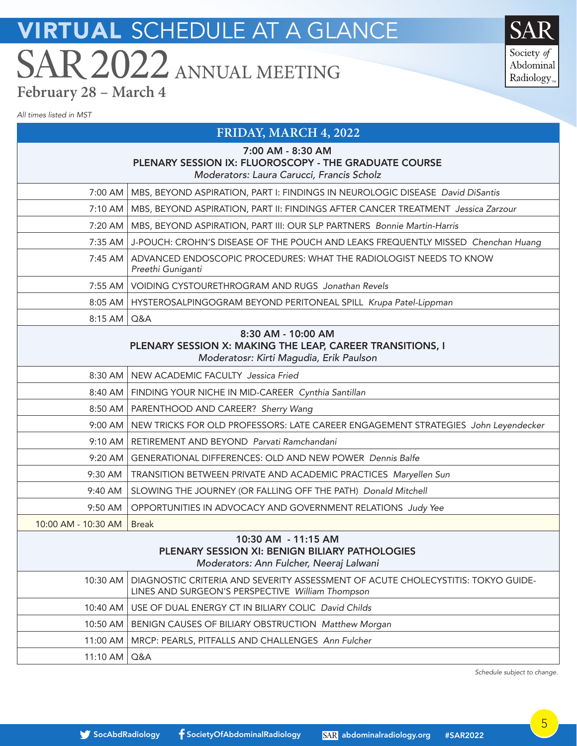# VIRTUAL SCHEDULE AT A GLANCE

## SAR 2022 ANNUAL MEETING

**February 28 – March 4**

*All times listed in MST*

## FRIDAY, MARCH 4, 2022

### 7:00 AM - 8:30 AM
### PLENARY SESSION IX: FLUOROSCOPY - THE GRADUATE COURSE
*Moderators: Laura Carucci, Francis Scholz*

| Time | Session |
|---|---|
| 7:00 AM | MBS, BEYOND ASPIRATION, PART I: FINDINGS IN NEUROLOGIC DISEASE *David DiSantis* |
| 7:10 AM | MBS, BEYOND ASPIRATION, PART II: FINDINGS AFTER CANCER TREATMENT *Jessica Zarzour* |
| 7:20 AM | MBS, BEYOND ASPIRATION, PART III: OUR SLP PARTNERS *Bonnie Martin-Harris* |
| 7:35 AM | J-POUCH: CROHN'S DISEASE OF THE POUCH AND LEAKS FREQUENTLY MISSED *Chenchan Huang* |
| 7:45 AM | ADVANCED ENDOSCOPIC PROCEDURES: WHAT THE RADIOLOGIST NEEDS TO KNOW *Preethi Guniganti* |
| 7:55 AM | VOIDING CYSTOURETHROGRAM AND RUGS *Jonathan Revels* |
| 8:05 AM | HYSTEROSALPINGOGRAM BEYOND PERITONEAL SPILL *Krupa Patel-Lippman* |
| 8:15 AM | Q&A |

### 8:30 AM - 10:00 AM
### PLENARY SESSION X: MAKING THE LEAP, CAREER TRANSITIONS, I
*Moderatosr: Kirti Magudia, Erik Paulson*

| Time | Session |
|---|---|
| 8:30 AM | NEW ACADEMIC FACULTY *Jessica Fried* |
| 8:40 AM | FINDING YOUR NICHE IN MID-CAREER *Cynthia Santillan* |
| 8:50 AM | PARENTHOOD AND CAREER? *Sherry Wang* |
| 9:00 AM | NEW TRICKS FOR OLD PROFESSORS: LATE CAREER ENGAGEMENT STRATEGIES *John Leyendecker* |
| 9:10 AM | RETIREMENT AND BEYOND *Parvati Ramchandani* |
| 9:20 AM | GENERATIONAL DIFFERENCES: OLD AND NEW POWER *Dennis Balfe* |
| 9:30 AM | TRANSITION BETWEEN PRIVATE AND ACADEMIC PRACTICES *Maryellen Sun* |
| 9:40 AM | SLOWING THE JOURNEY (OR FALLING OFF THE PATH) *Donald Mitchell* |
| 9:50 AM | OPPORTUNITIES IN ADVOCACY AND GOVERNMENT RELATIONS *Judy Yee* |
| 10:00 AM - 10:30 AM | Break |

### 10:30 AM - 11:15 AM
### PLENARY SESSION XI: BENIGN BILIARY PATHOLOGIES
*Moderators: Ann Fulcher, Neeraj Lalwani*

| Time | Session |
|---|---|
| 10:30 AM | DIAGNOSTIC CRITERIA AND SEVERITY ASSESSMENT OF ACUTE CHOLECYSTITIS: TOKYO GUIDE-LINES AND SURGEON'S PERSPECTIVE *William Thompson* |
| 10:40 AM | USE OF DUAL ENERGY CT IN BILIARY COLIC *David Childs* |
| 10:50 AM | BENIGN CAUSES OF BILIARY OBSTRUCTION *Matthew Morgan* |
| 11:00 AM | MRCP: PEARLS, PITFALLS AND CHALLENGES *Ann Fulcher* |
| 11:10 AM | Q&A |

*Schedule subject to change.*

SocAbdRadiology | SocietyOfAbdominalRadiology | abdominalradiology.org | #SAR2022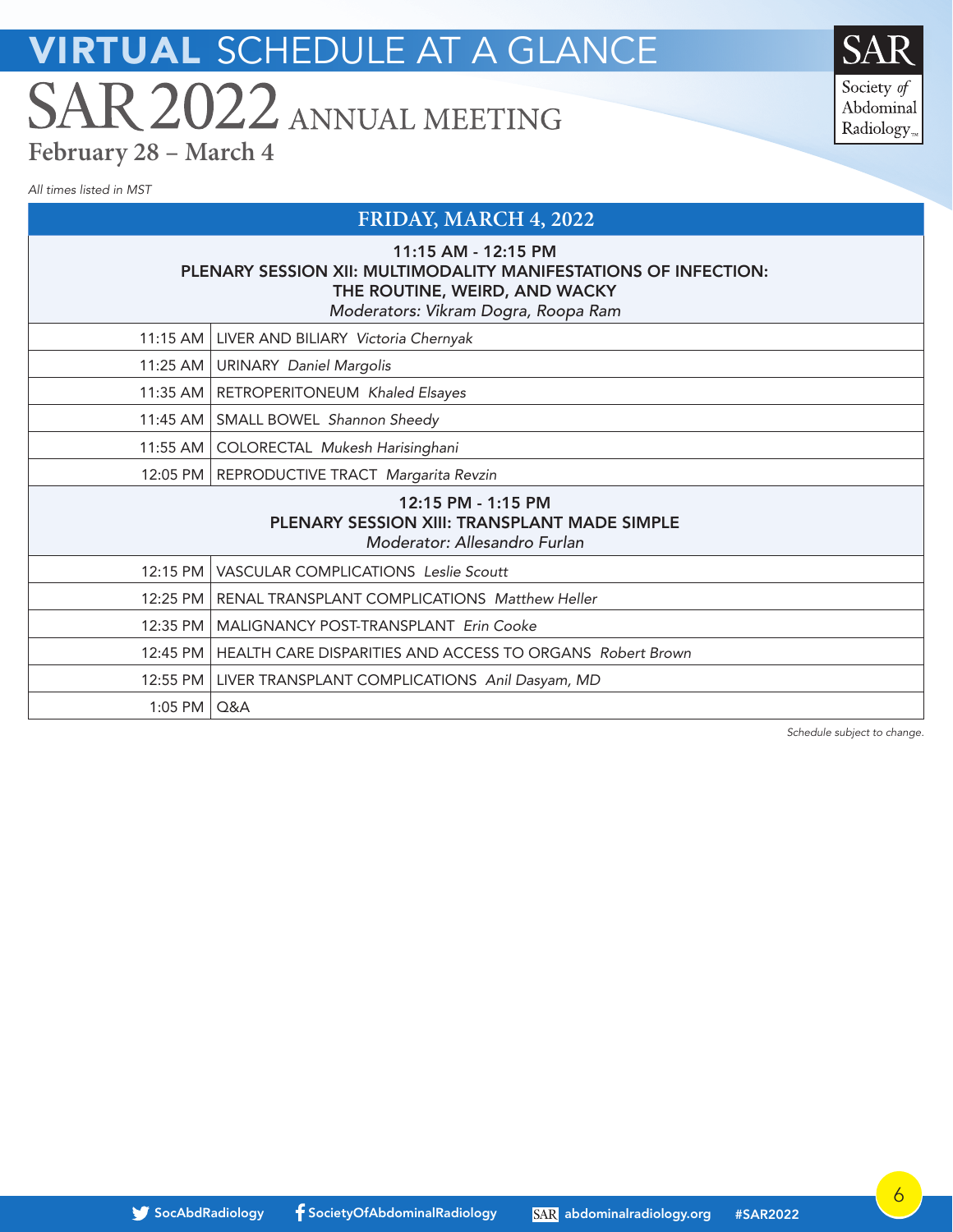# VIRTUAL SCHEDULE AT A GLANCE

## SAR 2022 ANNUAL MEETING

**February 28 – March 4**

*All times listed in MST*

## FRIDAY, MARCH 4, 2022

### 11:15 AM - 12:15 PM
### PLENARY SESSION XII: MULTIMODALITY MANIFESTATIONS OF INFECTION: THE ROUTINE, WEIRD, AND WACKY

*Moderators: Vikram Dogra, Roopa Ram*

| Time | Session |
|---|---|
| 11:15 AM | LIVER AND BILIARY *Victoria Chernyak* |
| 11:25 AM | URINARY *Daniel Margolis* |
| 11:35 AM | RETROPERITONEUM *Khaled Elsayes* |
| 11:45 AM | SMALL BOWEL *Shannon Sheedy* |
| 11:55 AM | COLORECTAL *Mukesh Harisinghani* |
| 12:05 PM | REPRODUCTIVE TRACT *Margarita Revzin* |

### 12:15 PM - 1:15 PM
### PLENARY SESSION XIII: TRANSPLANT MADE SIMPLE

*Moderator: Allesandro Furlan*

| Time | Session |
|---|---|
| 12:15 PM | VASCULAR COMPLICATIONS *Leslie Scoutt* |
| 12:25 PM | RENAL TRANSPLANT COMPLICATIONS *Matthew Heller* |
| 12:35 PM | MALIGNANCY POST-TRANSPLANT *Erin Cooke* |
| 12:45 PM | HEALTH CARE DISPARITIES AND ACCESS TO ORGANS *Robert Brown* |
| 12:55 PM | LIVER TRANSPLANT COMPLICATIONS *Anil Dasyam, MD* |
| 1:05 PM | Q&A |

*Schedule subject to change.*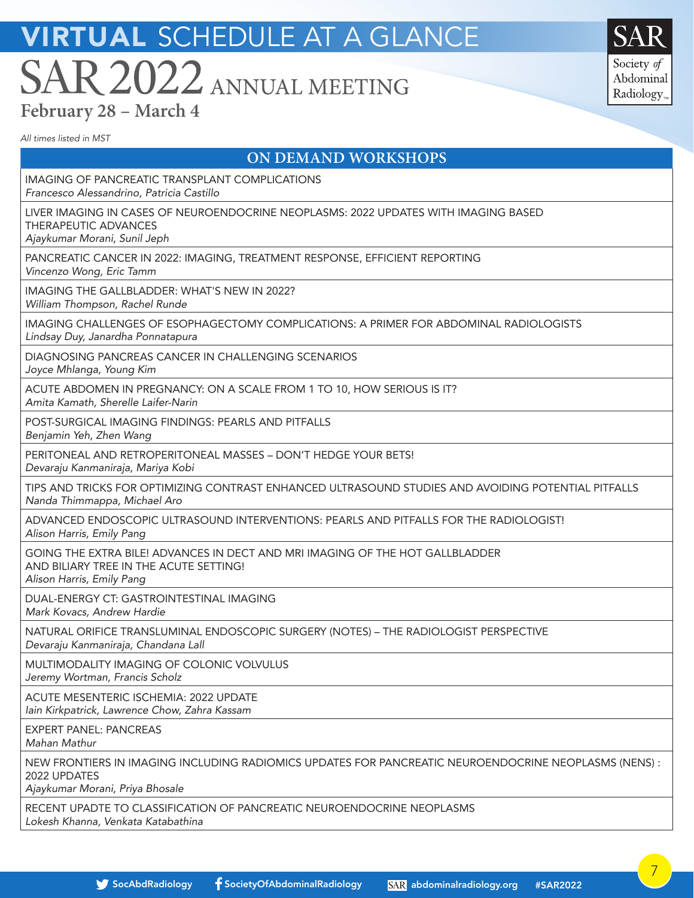# VIRTUAL SCHEDULE AT A GLANCE

# SAR 2022 ANNUAL MEETING

**February 28 – March 4**

*All times listed in MST*

## ON DEMAND WORKSHOPS

IMAGING OF PANCREATIC TRANSPLANT COMPLICATIONS
*Francesco Alessandrino, Patricia Castillo*

LIVER IMAGING IN CASES OF NEUROENDOCRINE NEOPLASMS: 2022 UPDATES WITH IMAGING BASED THERAPEUTIC ADVANCES
*Ajaykumar Morani, Sunil Jeph*

PANCREATIC CANCER IN 2022: IMAGING, TREATMENT RESPONSE, EFFICIENT REPORTING
*Vincenzo Wong, Eric Tamm*

IMAGING THE GALLBLADDER: WHAT'S NEW IN 2022?
*William Thompson, Rachel Runde*

IMAGING CHALLENGES OF ESOPHAGECTOMY COMPLICATIONS: A PRIMER FOR ABDOMINAL RADIOLOGISTS
*Lindsay Duy, Janardha Ponnatapura*

DIAGNOSING PANCREAS CANCER IN CHALLENGING SCENARIOS
*Joyce Mhlanga, Young Kim*

ACUTE ABDOMEN IN PREGNANCY: ON A SCALE FROM 1 TO 10, HOW SERIOUS IS IT?
*Amita Kamath, Sherelle Laifer-Narin*

POST-SURGICAL IMAGING FINDINGS: PEARLS AND PITFALLS
*Benjamin Yeh, Zhen Wang*

PERITONEAL AND RETROPERITONEAL MASSES – DON'T HEDGE YOUR BETS!
*Devaraju Kanmaniraja, Mariya Kobi*

TIPS AND TRICKS FOR OPTIMIZING CONTRAST ENHANCED ULTRASOUND STUDIES AND AVOIDING POTENTIAL PITFALLS
*Nanda Thimmappa, Michael Aro*

ADVANCED ENDOSCOPIC ULTRASOUND INTERVENTIONS: PEARLS AND PITFALLS FOR THE RADIOLOGIST!
*Alison Harris, Emily Pang*

GOING THE EXTRA BILE! ADVANCES IN DECT AND MRI IMAGING OF THE HOT GALLBLADDER AND BILIARY TREE IN THE ACUTE SETTING!
*Alison Harris, Emily Pang*

DUAL-ENERGY CT: GASTROINTESTINAL IMAGING
*Mark Kovacs, Andrew Hardie*

NATURAL ORIFICE TRANSLUMINAL ENDOSCOPIC SURGERY (NOTES) – THE RADIOLOGIST PERSPECTIVE
*Devaraju Kanmaniraja, Chandana Lall*

MULTIMODALITY IMAGING OF COLONIC VOLVULUS
*Jeremy Wortman, Francis Scholz*

ACUTE MESENTERIC ISCHEMIA: 2022 UPDATE
*Iain Kirkpatrick, Lawrence Chow, Zahra Kassam*

EXPERT PANEL: PANCREAS
*Mahan Mathur*

NEW FRONTIERS IN IMAGING INCLUDING RADIOMICS UPDATES FOR PANCREATIC NEUROENDOCRINE NEOPLASMS (NENS) : 2022 UPDATES
*Ajaykumar Morani, Priya Bhosale*

RECENT UPADTE TO CLASSIFICATION OF PANCREATIC NEUROENDOCRINE NEOPLASMS
*Lokesh Khanna, Venkata Katabathina*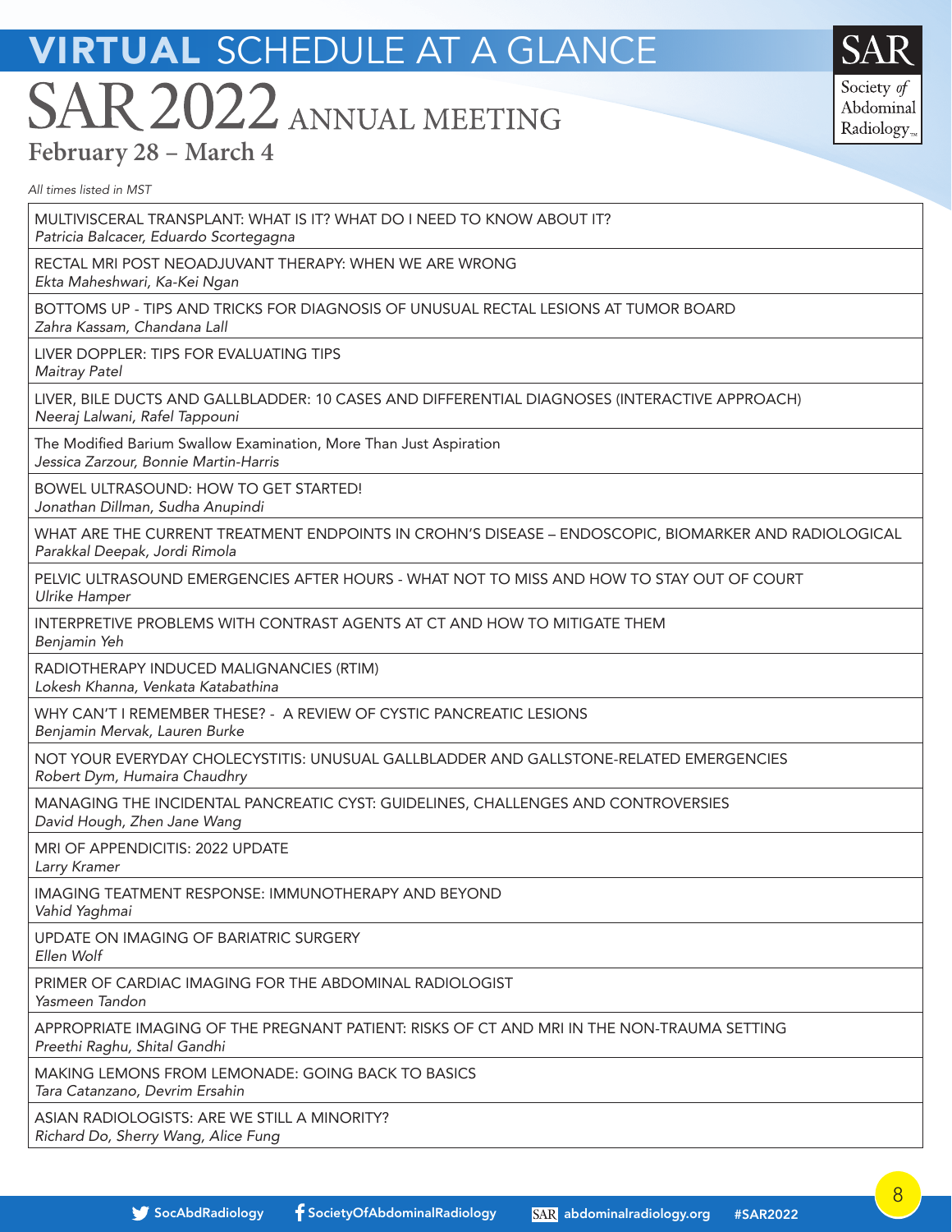# VIRTUAL SCHEDULE AT A GLANCE

# SAR 2022 ANNUAL MEETING

## February 28 – March 4

*All times listed in MST*

| |
|---|
| MULTIVISCERAL TRANSPLANT: WHAT IS IT? WHAT DO I NEED TO KNOW ABOUT IT?<br>*Patricia Balcacer, Eduardo Scortegagna* |
| RECTAL MRI POST NEOADJUVANT THERAPY: WHEN WE ARE WRONG<br>*Ekta Maheshwari, Ka-Kei Ngan* |
| BOTTOMS UP - TIPS AND TRICKS FOR DIAGNOSIS OF UNUSUAL RECTAL LESIONS AT TUMOR BOARD<br>*Zahra Kassam, Chandana Lall* |
| LIVER DOPPLER: TIPS FOR EVALUATING TIPS<br>*Maitray Patel* |
| LIVER, BILE DUCTS AND GALLBLADDER: 10 CASES AND DIFFERENTIAL DIAGNOSES (INTERACTIVE APPROACH)<br>*Neeraj Lalwani, Rafel Tappouni* |
| The Modified Barium Swallow Examination, More Than Just Aspiration<br>*Jessica Zarzour, Bonnie Martin-Harris* |
| BOWEL ULTRASOUND: HOW TO GET STARTED!<br>*Jonathan Dillman, Sudha Anupindi* |
| WHAT ARE THE CURRENT TREATMENT ENDPOINTS IN CROHN'S DISEASE – ENDOSCOPIC, BIOMARKER AND RADIOLOGICAL<br>*Parakkal Deepak, Jordi Rimola* |
| PELVIC ULTRASOUND EMERGENCIES AFTER HOURS - WHAT NOT TO MISS AND HOW TO STAY OUT OF COURT<br>*Ulrike Hamper* |
| INTERPRETIVE PROBLEMS WITH CONTRAST AGENTS AT CT AND HOW TO MITIGATE THEM<br>*Benjamin Yeh* |
| RADIOTHERAPY INDUCED MALIGNANCIES (RTIM)<br>*Lokesh Khanna, Venkata Katabathina* |
| WHY CAN'T I REMEMBER THESE? - A REVIEW OF CYSTIC PANCREATIC LESIONS<br>*Benjamin Mervak, Lauren Burke* |
| NOT YOUR EVERYDAY CHOLECYSTITIS: UNUSUAL GALLBLADDER AND GALLSTONE-RELATED EMERGENCIES<br>*Robert Dym, Humaira Chaudhry* |
| MANAGING THE INCIDENTAL PANCREATIC CYST: GUIDELINES, CHALLENGES AND CONTROVERSIES<br>*David Hough, Zhen Jane Wang* |
| MRI OF APPENDICITIS: 2022 UPDATE<br>*Larry Kramer* |
| IMAGING TEATMENT RESPONSE: IMMUNOTHERAPY AND BEYOND<br>*Vahid Yaghmai* |
| UPDATE ON IMAGING OF BARIATRIC SURGERY<br>*Ellen Wolf* |
| PRIMER OF CARDIAC IMAGING FOR THE ABDOMINAL RADIOLOGIST<br>*Yasmeen Tandon* |
| APPROPRIATE IMAGING OF THE PREGNANT PATIENT: RISKS OF CT AND MRI IN THE NON-TRAUMA SETTING<br>*Preethi Raghu, Shital Gandhi* |
| MAKING LEMONS FROM LEMONADE: GOING BACK TO BASICS<br>*Tara Catanzano, Devrim Ersahin* |
| ASIAN RADIOLOGISTS: ARE WE STILL A MINORITY?<br>*Richard Do, Sherry Wang, Alice Fung* |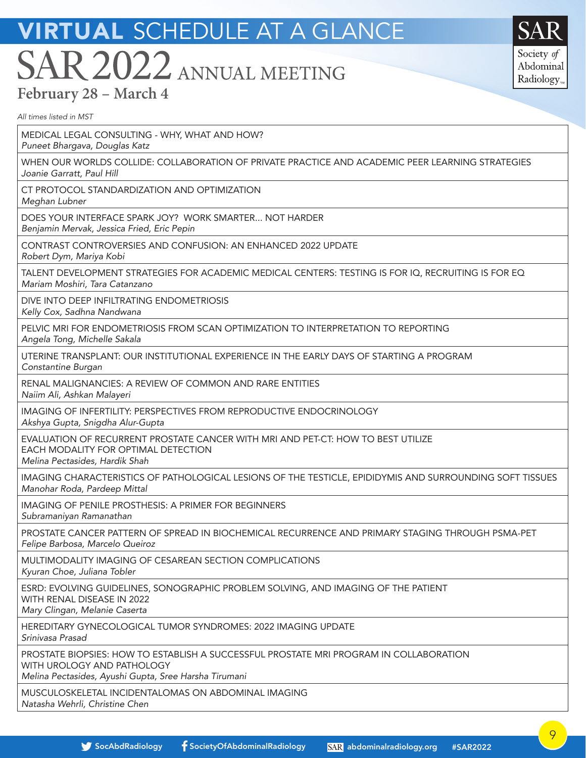# VIRTUAL SCHEDULE AT A GLANCE

# SAR 2022 ANNUAL MEETING

**February 28 – March 4**

*All times listed in MST*

| |
|---|
| MEDICAL LEGAL CONSULTING - WHY, WHAT AND HOW?<br>*Puneet Bhargava, Douglas Katz* |
| WHEN OUR WORLDS COLLIDE: COLLABORATION OF PRIVATE PRACTICE AND ACADEMIC PEER LEARNING STRATEGIES<br>*Joanie Garratt, Paul Hill* |
| CT PROTOCOL STANDARDIZATION AND OPTIMIZATION<br>*Meghan Lubner* |
| DOES YOUR INTERFACE SPARK JOY? WORK SMARTER... NOT HARDER<br>*Benjamin Mervak, Jessica Fried, Eric Pepin* |
| CONTRAST CONTROVERSIES AND CONFUSION: AN ENHANCED 2022 UPDATE<br>*Robert Dym, Mariya Kobi* |
| TALENT DEVELOPMENT STRATEGIES FOR ACADEMIC MEDICAL CENTERS: TESTING IS FOR IQ, RECRUITING IS FOR EQ<br>*Mariam Moshiri, Tara Catanzano* |
| DIVE INTO DEEP INFILTRATING ENDOMETRIOSIS<br>*Kelly Cox, Sadhna Nandwana* |
| PELVIC MRI FOR ENDOMETRIOSIS FROM SCAN OPTIMIZATION TO INTERPRETATION TO REPORTING<br>*Angela Tong, Michelle Sakala* |
| UTERINE TRANSPLANT: OUR INSTITUTIONAL EXPERIENCE IN THE EARLY DAYS OF STARTING A PROGRAM<br>*Constantine Burgan* |
| RENAL MALIGNANCIES: A REVIEW OF COMMON AND RARE ENTITIES<br>*Naiim Ali, Ashkan Malayeri* |
| IMAGING OF INFERTILITY: PERSPECTIVES FROM REPRODUCTIVE ENDOCRINOLOGY<br>*Akshya Gupta, Snigdha Alur-Gupta* |
| EVALUATION OF RECURRENT PROSTATE CANCER WITH MRI AND PET-CT: HOW TO BEST UTILIZE EACH MODALITY FOR OPTIMAL DETECTION<br>*Melina Pectasides, Hardik Shah* |
| IMAGING CHARACTERISTICS OF PATHOLOGICAL LESIONS OF THE TESTICLE, EPIDIDYMIS AND SURROUNDING SOFT TISSUES<br>*Manohar Roda, Pardeep Mittal* |
| IMAGING OF PENILE PROSTHESIS: A PRIMER FOR BEGINNERS<br>*Subramaniyan Ramanathan* |
| PROSTATE CANCER PATTERN OF SPREAD IN BIOCHEMICAL RECURRENCE AND PRIMARY STAGING THROUGH PSMA-PET<br>*Felipe Barbosa, Marcelo Queiroz* |
| MULTIMODALITY IMAGING OF CESAREAN SECTION COMPLICATIONS<br>*Kyuran Choe, Juliana Tobler* |
| ESRD: EVOLVING GUIDELINES, SONOGRAPHIC PROBLEM SOLVING, AND IMAGING OF THE PATIENT WITH RENAL DISEASE IN 2022<br>*Mary Clingan, Melanie Caserta* |
| HEREDITARY GYNECOLOGICAL TUMOR SYNDROMES: 2022 IMAGING UPDATE<br>*Srinivasa Prasad* |
| PROSTATE BIOPSIES: HOW TO ESTABLISH A SUCCESSFUL PROSTATE MRI PROGRAM IN COLLABORATION WITH UROLOGY AND PATHOLOGY<br>*Melina Pectasides, Ayushi Gupta, Sree Harsha Tirumani* |
| MUSCULOSKELETAL INCIDENTALOMAS ON ABDOMINAL IMAGING<br>*Natasha Wehrli, Christine Chen* |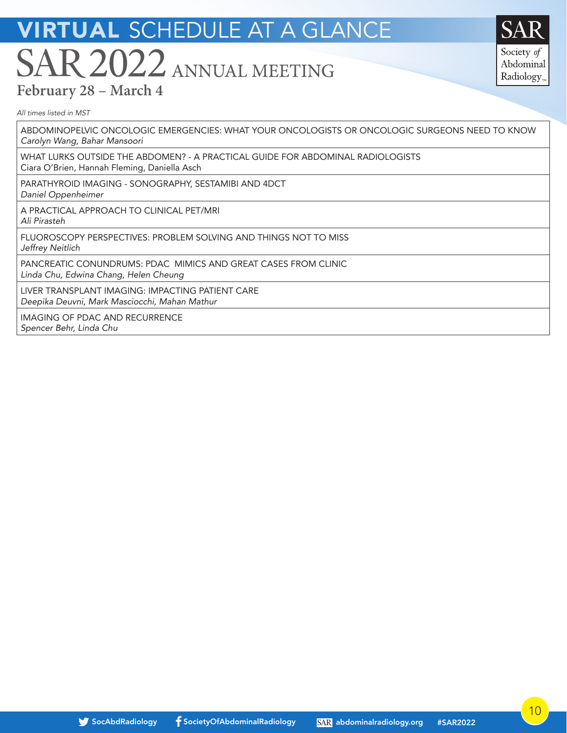# VIRTUAL SCHEDULE AT A GLANCE

# SAR 2022 ANNUAL MEETING

**February 28 – March 4**

*All times listed in MST*

| |
|---|
| ABDOMINOPELVIC ONCOLOGIC EMERGENCIES: WHAT YOUR ONCOLOGISTS OR ONCOLOGIC SURGEONS NEED TO KNOW<br>*Carolyn Wang, Bahar Mansoori* |
| WHAT LURKS OUTSIDE THE ABDOMEN? - A PRACTICAL GUIDE FOR ABDOMINAL RADIOLOGISTS<br>Ciara O'Brien, Hannah Fleming, Daniella Asch |
| PARATHYROID IMAGING - SONOGRAPHY, SESTAMIBI AND 4DCT<br>*Daniel Oppenheimer* |
| A PRACTICAL APPROACH TO CLINICAL PET/MRI<br>*Ali Pirasteh* |
| FLUOROSCOPY PERSPECTIVES: PROBLEM SOLVING AND THINGS NOT TO MISS<br>*Jeffrey Neitlich* |
| PANCREATIC CONUNDRUMS: PDAC MIMICS AND GREAT CASES FROM CLINIC<br>*Linda Chu, Edwina Chang, Helen Cheung* |
| LIVER TRANSPLANT IMAGING: IMPACTING PATIENT CARE<br>*Deepika Deuvni, Mark Masciocchi, Mahan Mathur* |
| IMAGING OF PDAC AND RECURRENCE<br>*Spencer Behr, Linda Chu* |

SocAbdRadiology SocietyOfAbdominalRadiology abdominalradiology.org #SAR2022